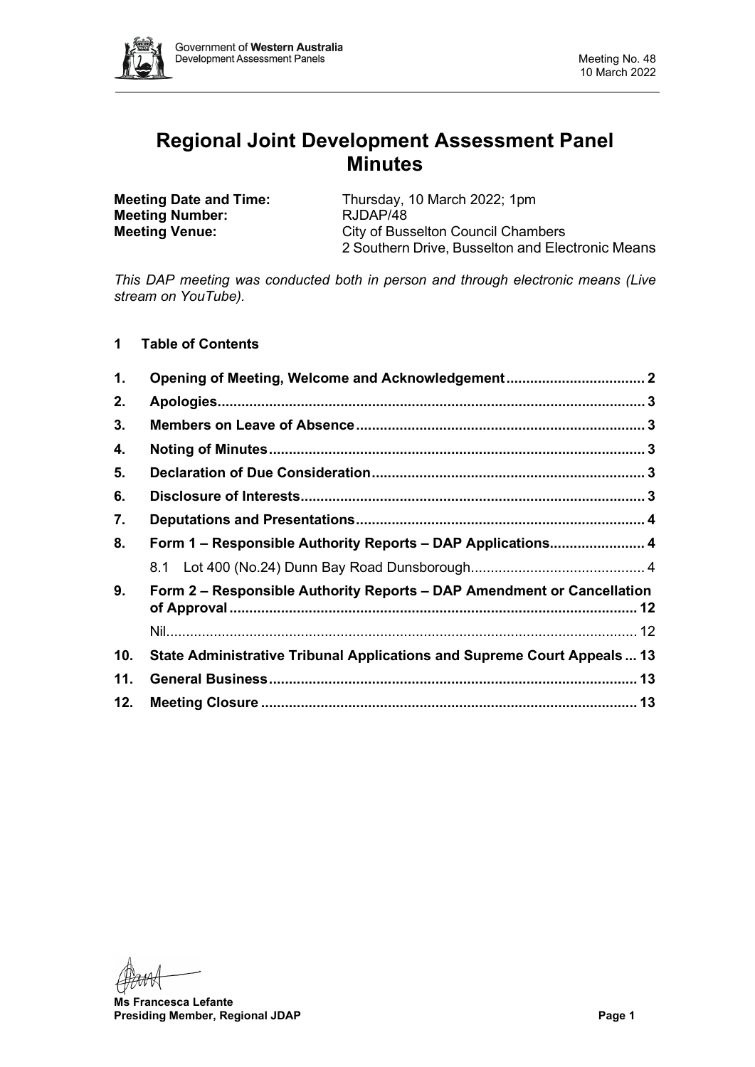# Regional Joint Development Assessment Panel Minutes

**Meeting Date and Time:** Thursday, 10 March 2022; 1pm
**Meeting Number:** RJDAP/48
**Meeting Venue:** City of Busselton Council Chambers
2 Southern Drive, Busselton and Electronic Means

*This DAP meeting was conducted both in person and through electronic means (Live stream on YouTube).*

## 1 Table of Contents

| | | |
|---|---|---|
| **1.** | **Opening of Meeting, Welcome and Acknowledgement** | **2** |
| **2.** | **Apologies** | **3** |
| **3.** | **Members on Leave of Absence** | **3** |
| **4.** | **Noting of Minutes** | **3** |
| **5.** | **Declaration of Due Consideration** | **3** |
| **6.** | **Disclosure of Interests** | **3** |
| **7.** | **Deputations and Presentations** | **4** |
| **8.** | **Form 1 – Responsible Authority Reports – DAP Applications** | **4** |
| | 8.1 Lot 400 (No.24) Dunn Bay Road Dunsborough | 4 |
| **9.** | **Form 2 – Responsible Authority Reports – DAP Amendment or Cancellation of Approval** | **12** |
| | Nil | 12 |
| **10.** | **State Administrative Tribunal Applications and Supreme Court Appeals** | **13** |
| **11.** | **General Business** | **13** |
| **12.** | **Meeting Closure** | **13** |

**Ms Francesca Lefante**
**Presiding Member, Regional JDAP**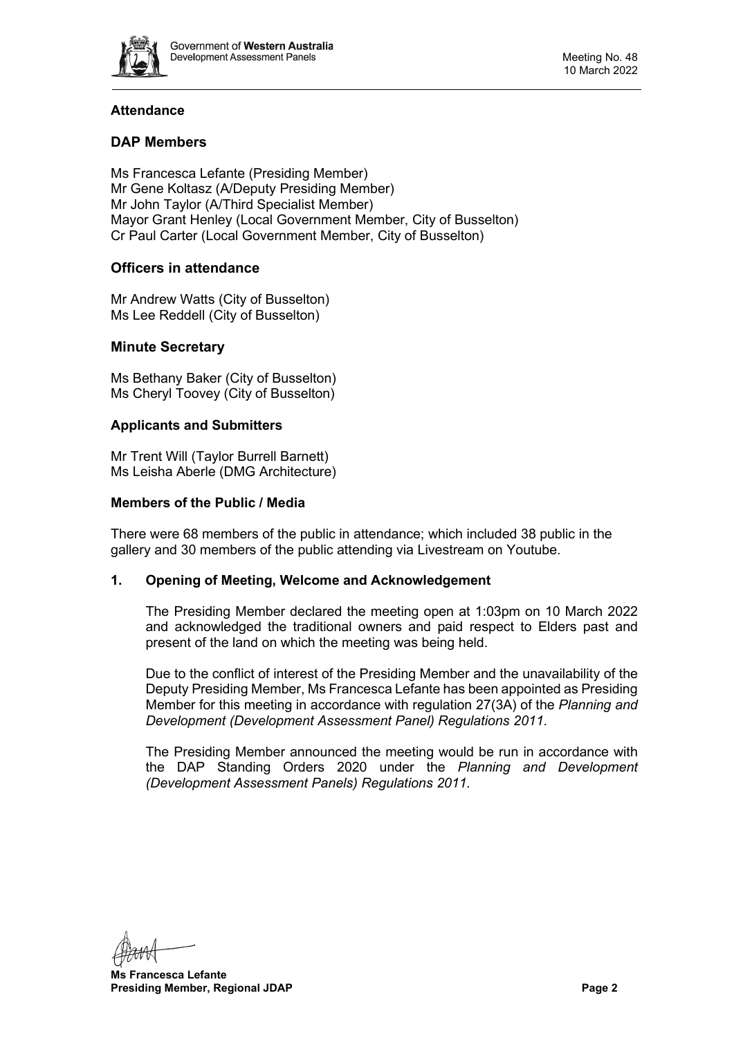**Attendance**

## DAP Members

Ms Francesca Lefante (Presiding Member)
Mr Gene Koltasz (A/Deputy Presiding Member)
Mr John Taylor (A/Third Specialist Member)
Mayor Grant Henley (Local Government Member, City of Busselton)
Cr Paul Carter (Local Government Member, City of Busselton)

## Officers in attendance

Mr Andrew Watts (City of Busselton)
Ms Lee Reddell (City of Busselton)

## Minute Secretary

Ms Bethany Baker (City of Busselton)
Ms Cheryl Toovey (City of Busselton)

### Applicants and Submitters

Mr Trent Will (Taylor Burrell Barnett)
Ms Leisha Aberle (DMG Architecture)

### Members of the Public / Media

There were 68 members of the public in attendance; which included 38 public in the gallery and 30 members of the public attending via Livestream on Youtube.

### 1. Opening of Meeting, Welcome and Acknowledgement

The Presiding Member declared the meeting open at 1:03pm on 10 March 2022 and acknowledged the traditional owners and paid respect to Elders past and present of the land on which the meeting was being held.

Due to the conflict of interest of the Presiding Member and the unavailability of the Deputy Presiding Member, Ms Francesca Lefante has been appointed as Presiding Member for this meeting in accordance with regulation 27(3A) of the *Planning and Development (Development Assessment Panel) Regulations 2011*.

The Presiding Member announced the meeting would be run in accordance with the DAP Standing Orders 2020 under the *Planning and Development (Development Assessment Panels) Regulations 2011.*

**Ms Francesca Lefante**
**Presiding Member, Regional JDAP**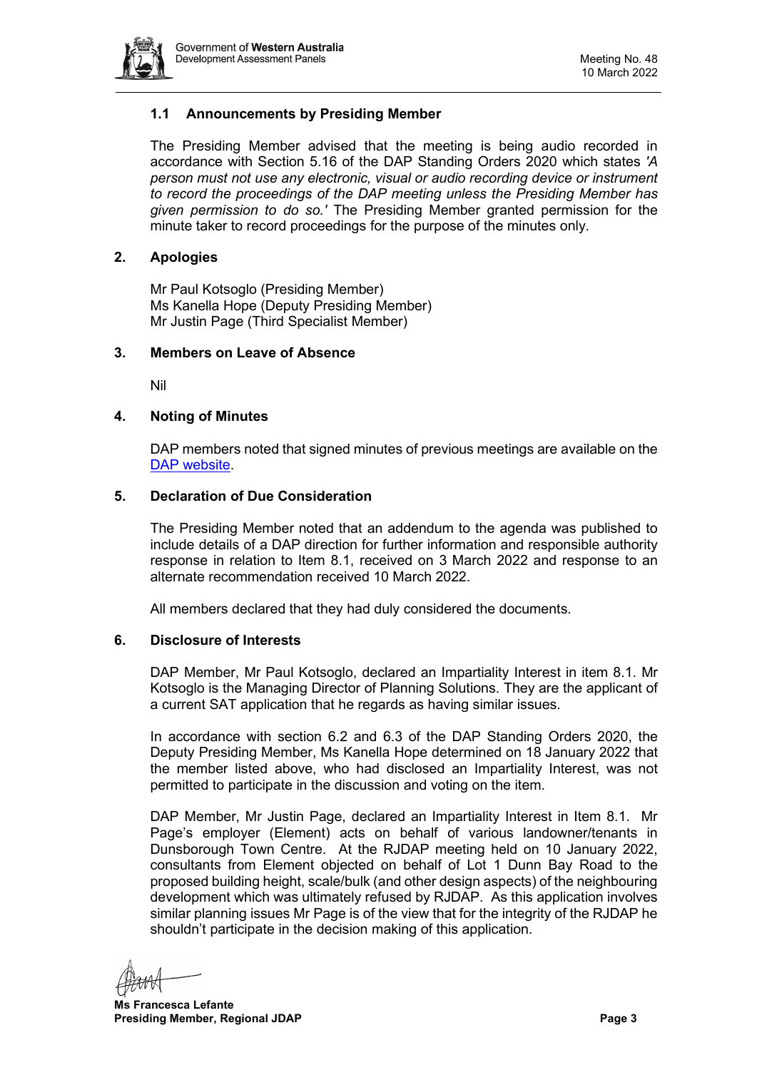### 1.1 Announcements by Presiding Member

The Presiding Member advised that the meeting is being audio recorded in accordance with Section 5.16 of the DAP Standing Orders 2020 which states *'A person must not use any electronic, visual or audio recording device or instrument to record the proceedings of the DAP meeting unless the Presiding Member has given permission to do so.'* The Presiding Member granted permission for the minute taker to record proceedings for the purpose of the minutes only.

## 2. Apologies

Mr Paul Kotsoglo (Presiding Member)
Ms Kanella Hope (Deputy Presiding Member)
Mr Justin Page (Third Specialist Member)

## 3. Members on Leave of Absence

Nil

## 4. Noting of Minutes

DAP members noted that signed minutes of previous meetings are available on the DAP website.

## 5. Declaration of Due Consideration

The Presiding Member noted that an addendum to the agenda was published to include details of a DAP direction for further information and responsible authority response in relation to Item 8.1, received on 3 March 2022 and response to an alternate recommendation received 10 March 2022.

All members declared that they had duly considered the documents.

## 6. Disclosure of Interests

DAP Member, Mr Paul Kotsoglo, declared an Impartiality Interest in item 8.1. Mr Kotsoglo is the Managing Director of Planning Solutions. They are the applicant of a current SAT application that he regards as having similar issues.

In accordance with section 6.2 and 6.3 of the DAP Standing Orders 2020, the Deputy Presiding Member, Ms Kanella Hope determined on 18 January 2022 that the member listed above, who had disclosed an Impartiality Interest, was not permitted to participate in the discussion and voting on the item.

DAP Member, Mr Justin Page, declared an Impartiality Interest in Item 8.1. Mr Page's employer (Element) acts on behalf of various landowner/tenants in Dunsborough Town Centre. At the RJDAP meeting held on 10 January 2022, consultants from Element objected on behalf of Lot 1 Dunn Bay Road to the proposed building height, scale/bulk (and other design aspects) of the neighbouring development which was ultimately refused by RJDAP. As this application involves similar planning issues Mr Page is of the view that for the integrity of the RJDAP he shouldn't participate in the decision making of this application.

**Ms Francesca Lefante**
**Presiding Member, Regional JDAP**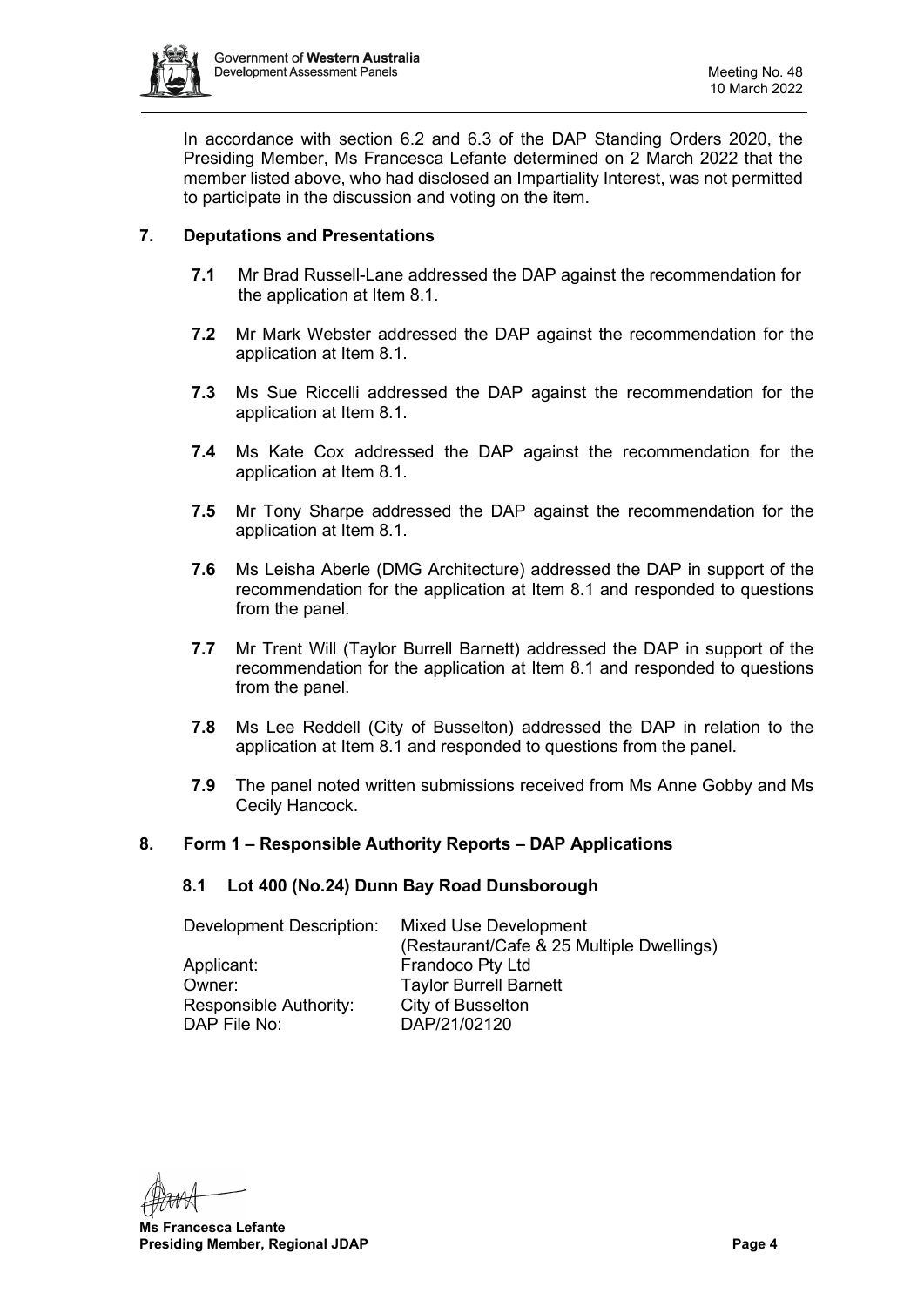In accordance with section 6.2 and 6.3 of the DAP Standing Orders 2020, the Presiding Member, Ms Francesca Lefante determined on 2 March 2022 that the member listed above, who had disclosed an Impartiality Interest, was not permitted to participate in the discussion and voting on the item.

## 7. Deputations and Presentations

**7.1** Mr Brad Russell-Lane addressed the DAP against the recommendation for the application at Item 8.1.

**7.2** Mr Mark Webster addressed the DAP against the recommendation for the application at Item 8.1.

**7.3** Ms Sue Riccelli addressed the DAP against the recommendation for the application at Item 8.1.

**7.4** Ms Kate Cox addressed the DAP against the recommendation for the application at Item 8.1.

**7.5** Mr Tony Sharpe addressed the DAP against the recommendation for the application at Item 8.1.

**7.6** Ms Leisha Aberle (DMG Architecture) addressed the DAP in support of the recommendation for the application at Item 8.1 and responded to questions from the panel.

**7.7** Mr Trent Will (Taylor Burrell Barnett) addressed the DAP in support of the recommendation for the application at Item 8.1 and responded to questions from the panel.

**7.8** Ms Lee Reddell (City of Busselton) addressed the DAP in relation to the application at Item 8.1 and responded to questions from the panel.

**7.9** The panel noted written submissions received from Ms Anne Gobby and Ms Cecily Hancock.

## 8. Form 1 – Responsible Authority Reports – DAP Applications

### 8.1 Lot 400 (No.24) Dunn Bay Road Dunsborough

| | |
|---|---|
| Development Description: | Mixed Use Development (Restaurant/Cafe & 25 Multiple Dwellings) |
| Applicant: | Frandoco Pty Ltd |
| Owner: | Taylor Burrell Barnett |
| Responsible Authority: | City of Busselton |
| DAP File No: | DAP/21/02120 |

**Ms Francesca Lefante**
**Presiding Member, Regional JDAP**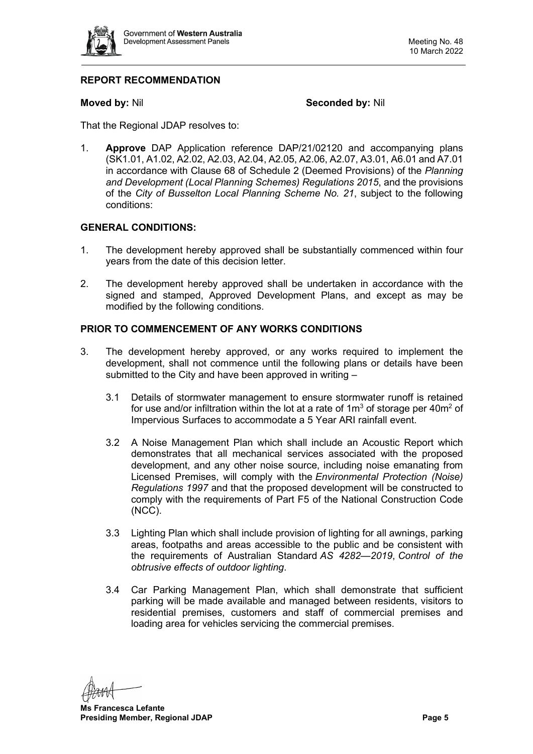**REPORT RECOMMENDATION**

**Moved by:** Nil **Seconded by:** Nil

That the Regional JDAP resolves to:

1. **Approve** DAP Application reference DAP/21/02120 and accompanying plans (SK1.01, A1.02, A2.02, A2.03, A2.04, A2.05, A2.06, A2.07, A3.01, A6.01 and A7.01 in accordance with Clause 68 of Schedule 2 (Deemed Provisions) of the *Planning and Development (Local Planning Schemes) Regulations 2015*, and the provisions of the *City of Busselton Local Planning Scheme No. 21*, subject to the following conditions:

**GENERAL CONDITIONS:**

1. The development hereby approved shall be substantially commenced within four years from the date of this decision letter.

2. The development hereby approved shall be undertaken in accordance with the signed and stamped, Approved Development Plans, and except as may be modified by the following conditions.

**PRIOR TO COMMENCEMENT OF ANY WORKS CONDITIONS**

3. The development hereby approved, or any works required to implement the development, shall not commence until the following plans or details have been submitted to the City and have been approved in writing –

   3.1 Details of stormwater management to ensure stormwater runoff is retained for use and/or infiltration within the lot at a rate of $1m^3$ of storage per $40m^2$ of Impervious Surfaces to accommodate a 5 Year ARI rainfall event.

   3.2 A Noise Management Plan which shall include an Acoustic Report which demonstrates that all mechanical services associated with the proposed development, and any other noise source, including noise emanating from Licensed Premises, will comply with the *Environmental Protection (Noise) Regulations 1997* and that the proposed development will be constructed to comply with the requirements of Part F5 of the National Construction Code (NCC).

   3.3 Lighting Plan which shall include provision of lighting for all awnings, parking areas, footpaths and areas accessible to the public and be consistent with the requirements of Australian Standard *AS 4282—2019*, *Control of the obtrusive effects of outdoor lighting*.

   3.4 Car Parking Management Plan, which shall demonstrate that sufficient parking will be made available and managed between residents, visitors to residential premises, customers and staff of commercial premises and loading area for vehicles servicing the commercial premises.

**Ms Francesca Lefante**
**Presiding Member, Regional JDAP**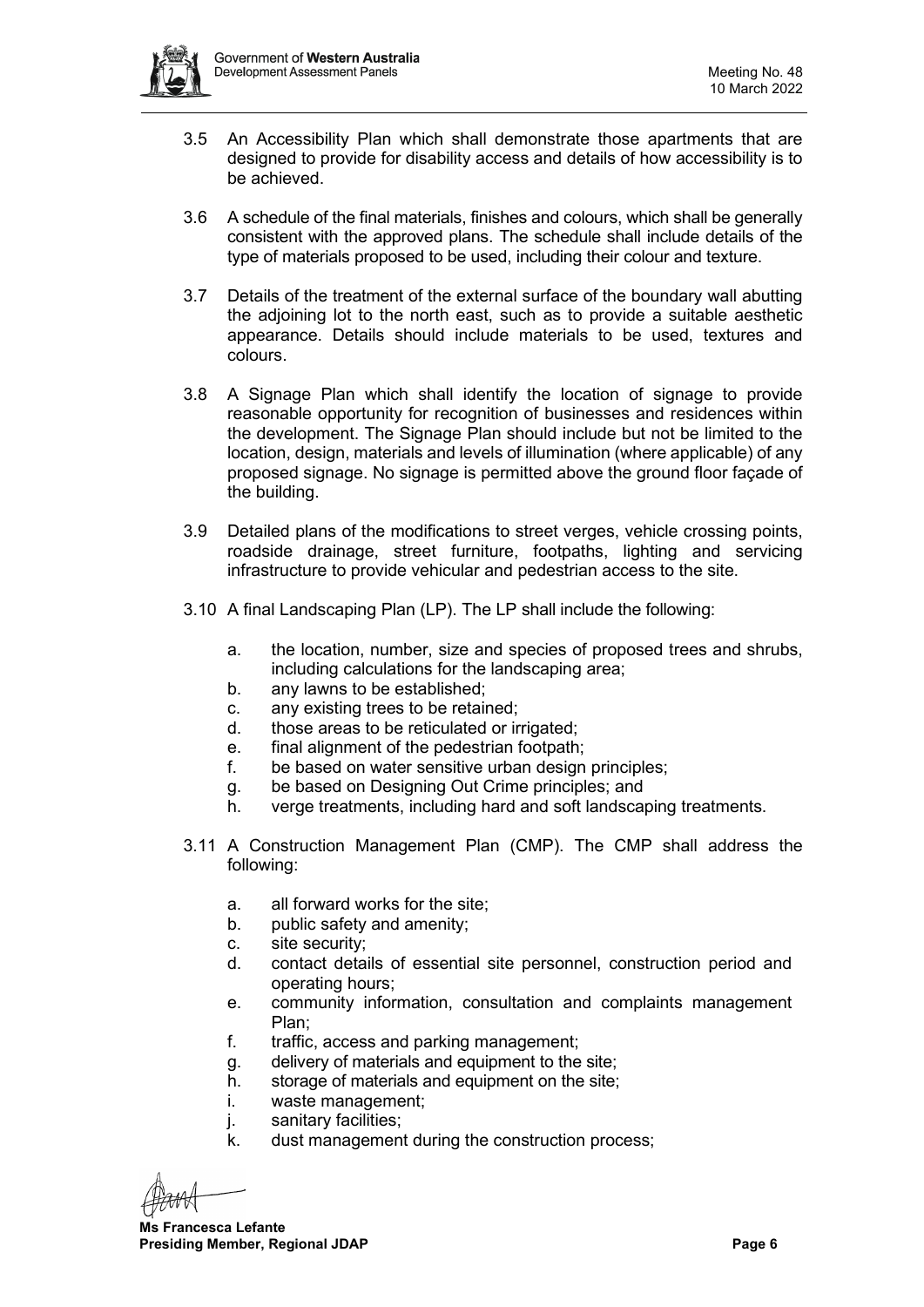3.5 An Accessibility Plan which shall demonstrate those apartments that are designed to provide for disability access and details of how accessibility is to be achieved.

3.6 A schedule of the final materials, finishes and colours, which shall be generally consistent with the approved plans. The schedule shall include details of the type of materials proposed to be used, including their colour and texture.

3.7 Details of the treatment of the external surface of the boundary wall abutting the adjoining lot to the north east, such as to provide a suitable aesthetic appearance. Details should include materials to be used, textures and colours.

3.8 A Signage Plan which shall identify the location of signage to provide reasonable opportunity for recognition of businesses and residences within the development. The Signage Plan should include but not be limited to the location, design, materials and levels of illumination (where applicable) of any proposed signage. No signage is permitted above the ground floor façade of the building.

3.9 Detailed plans of the modifications to street verges, vehicle crossing points, roadside drainage, street furniture, footpaths, lighting and servicing infrastructure to provide vehicular and pedestrian access to the site.

3.10 A final Landscaping Plan (LP). The LP shall include the following:

- a. the location, number, size and species of proposed trees and shrubs, including calculations for the landscaping area;
- b. any lawns to be established;
- c. any existing trees to be retained;
- d. those areas to be reticulated or irrigated;
- e. final alignment of the pedestrian footpath;
- f. be based on water sensitive urban design principles;
- g. be based on Designing Out Crime principles; and
- h. verge treatments, including hard and soft landscaping treatments.

3.11 A Construction Management Plan (CMP). The CMP shall address the following:

- a. all forward works for the site;
- b. public safety and amenity;
- c. site security;
- d. contact details of essential site personnel, construction period and operating hours;
- e. community information, consultation and complaints management Plan;
- f. traffic, access and parking management;
- g. delivery of materials and equipment to the site;
- h. storage of materials and equipment on the site;
- i. waste management;
- j. sanitary facilities;
- k. dust management during the construction process;

**Ms Francesca Lefante**
**Presiding Member, Regional JDAP**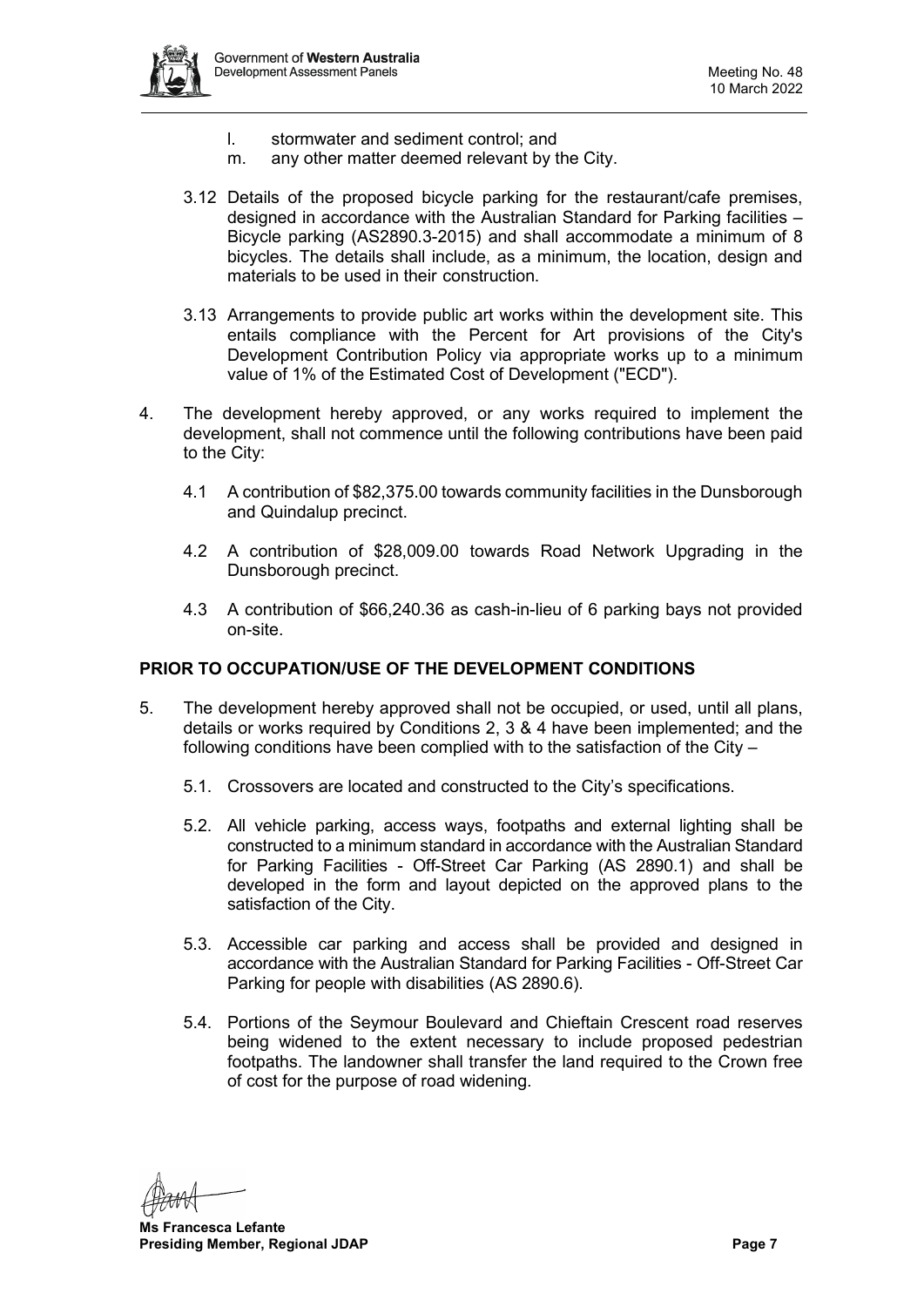l. stormwater and sediment control; and

m. any other matter deemed relevant by the City.

3.12 Details of the proposed bicycle parking for the restaurant/cafe premises, designed in accordance with the Australian Standard for Parking facilities – Bicycle parking (AS2890.3-2015) and shall accommodate a minimum of 8 bicycles. The details shall include, as a minimum, the location, design and materials to be used in their construction.

3.13 Arrangements to provide public art works within the development site. This entails compliance with the Percent for Art provisions of the City's Development Contribution Policy via appropriate works up to a minimum value of 1% of the Estimated Cost of Development ("ECD").

4. The development hereby approved, or any works required to implement the development, shall not commence until the following contributions have been paid to the City:

 4.1 A contribution of $82,375.00 towards community facilities in the Dunsborough and Quindalup precinct.

 4.2 A contribution of $28,009.00 towards Road Network Upgrading in the Dunsborough precinct.

 4.3 A contribution of $66,240.36 as cash-in-lieu of 6 parking bays not provided on-site.

**PRIOR TO OCCUPATION/USE OF THE DEVELOPMENT CONDITIONS**

5. The development hereby approved shall not be occupied, or used, until all plans, details or works required by Conditions 2, 3 & 4 have been implemented; and the following conditions have been complied with to the satisfaction of the City –

 5.1. Crossovers are located and constructed to the City's specifications.

 5.2. All vehicle parking, access ways, footpaths and external lighting shall be constructed to a minimum standard in accordance with the Australian Standard for Parking Facilities - Off-Street Car Parking (AS 2890.1) and shall be developed in the form and layout depicted on the approved plans to the satisfaction of the City.

 5.3. Accessible car parking and access shall be provided and designed in accordance with the Australian Standard for Parking Facilities - Off-Street Car Parking for people with disabilities (AS 2890.6).

 5.4. Portions of the Seymour Boulevard and Chieftain Crescent road reserves being widened to the extent necessary to include proposed pedestrian footpaths. The landowner shall transfer the land required to the Crown free of cost for the purpose of road widening.

**Ms Francesca Lefante**
**Presiding Member, Regional JDAP**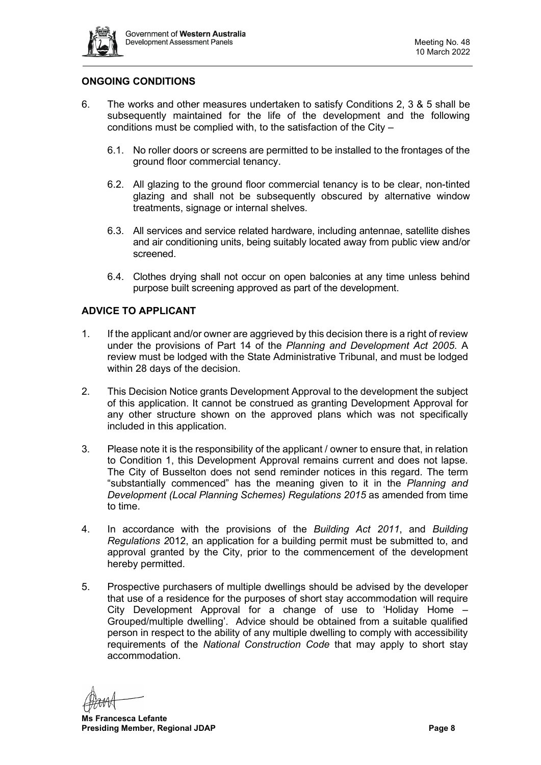**ONGOING CONDITIONS**

6. The works and other measures undertaken to satisfy Conditions 2, 3 & 5 shall be subsequently maintained for the life of the development and the following conditions must be complied with, to the satisfaction of the City –

   6.1. No roller doors or screens are permitted to be installed to the frontages of the ground floor commercial tenancy.

   6.2. All glazing to the ground floor commercial tenancy is to be clear, non-tinted glazing and shall not be subsequently obscured by alternative window treatments, signage or internal shelves.

   6.3. All services and service related hardware, including antennae, satellite dishes and air conditioning units, being suitably located away from public view and/or screened.

   6.4. Clothes drying shall not occur on open balconies at any time unless behind purpose built screening approved as part of the development.

**ADVICE TO APPLICANT**

1. If the applicant and/or owner are aggrieved by this decision there is a right of review under the provisions of Part 14 of the *Planning and Development Act 2005*. A review must be lodged with the State Administrative Tribunal, and must be lodged within 28 days of the decision.

2. This Decision Notice grants Development Approval to the development the subject of this application. It cannot be construed as granting Development Approval for any other structure shown on the approved plans which was not specifically included in this application.

3. Please note it is the responsibility of the applicant / owner to ensure that, in relation to Condition 1, this Development Approval remains current and does not lapse. The City of Busselton does not send reminder notices in this regard. The term "substantially commenced" has the meaning given to it in the *Planning and Development (Local Planning Schemes) Regulations 2015* as amended from time to time.

4. In accordance with the provisions of the *Building Act 2011*, and *Building Regulations 2*012, an application for a building permit must be submitted to, and approval granted by the City, prior to the commencement of the development hereby permitted.

5. Prospective purchasers of multiple dwellings should be advised by the developer that use of a residence for the purposes of short stay accommodation will require City Development Approval for a change of use to 'Holiday Home – Grouped/multiple dwelling'. Advice should be obtained from a suitable qualified person in respect to the ability of any multiple dwelling to comply with accessibility requirements of the *National Construction Code* that may apply to short stay accommodation.

**Ms Francesca Lefante**
**Presiding Member, Regional JDAP**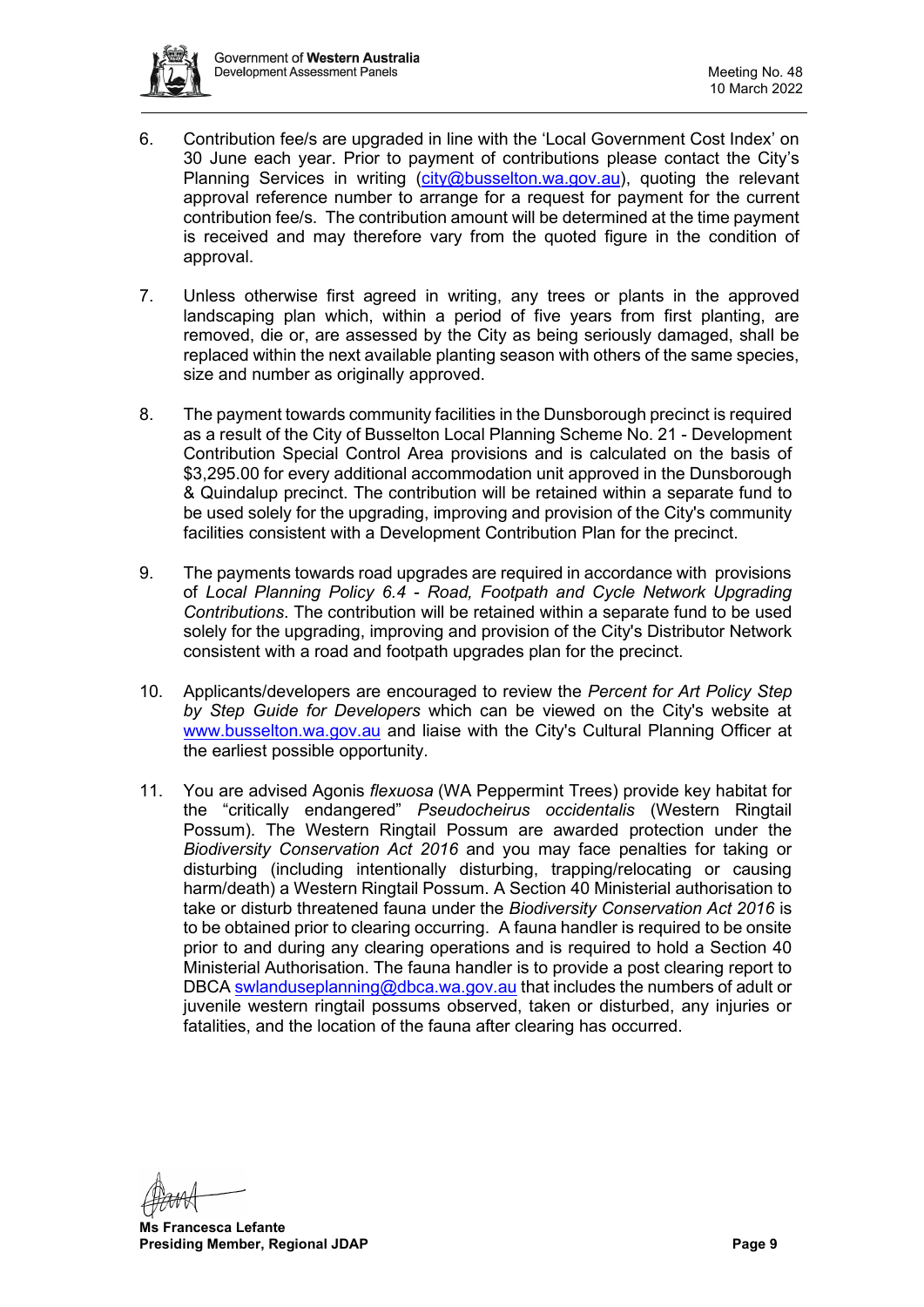6. Contribution fee/s are upgraded in line with the 'Local Government Cost Index' on 30 June each year. Prior to payment of contributions please contact the City's Planning Services in writing (city@busselton.wa.gov.au), quoting the relevant approval reference number to arrange for a request for payment for the current contribution fee/s. The contribution amount will be determined at the time payment is received and may therefore vary from the quoted figure in the condition of approval.

7. Unless otherwise first agreed in writing, any trees or plants in the approved landscaping plan which, within a period of five years from first planting, are removed, die or, are assessed by the City as being seriously damaged, shall be replaced within the next available planting season with others of the same species, size and number as originally approved.

8. The payment towards community facilities in the Dunsborough precinct is required as a result of the City of Busselton Local Planning Scheme No. 21 - Development Contribution Special Control Area provisions and is calculated on the basis of $3,295.00 for every additional accommodation unit approved in the Dunsborough & Quindalup precinct. The contribution will be retained within a separate fund to be used solely for the upgrading, improving and provision of the City's community facilities consistent with a Development Contribution Plan for the precinct.

9. The payments towards road upgrades are required in accordance with provisions of *Local Planning Policy 6.4 - Road, Footpath and Cycle Network Upgrading Contributions*. The contribution will be retained within a separate fund to be used solely for the upgrading, improving and provision of the City's Distributor Network consistent with a road and footpath upgrades plan for the precinct.

10. Applicants/developers are encouraged to review the *Percent for Art Policy Step by Step Guide for Developers* which can be viewed on the City's website at www.busselton.wa.gov.au and liaise with the City's Cultural Planning Officer at the earliest possible opportunity.

11. You are advised Agonis *flexuosa* (WA Peppermint Trees) provide key habitat for the "critically endangered" *Pseudocheirus occidentalis* (Western Ringtail Possum). The Western Ringtail Possum are awarded protection under the *Biodiversity Conservation Act 2016* and you may face penalties for taking or disturbing (including intentionally disturbing, trapping/relocating or causing harm/death) a Western Ringtail Possum. A Section 40 Ministerial authorisation to take or disturb threatened fauna under the *Biodiversity Conservation Act 2016* is to be obtained prior to clearing occurring. A fauna handler is required to be onsite prior to and during any clearing operations and is required to hold a Section 40 Ministerial Authorisation. The fauna handler is to provide a post clearing report to DBCA swlanduseplanning@dbca.wa.gov.au that includes the numbers of adult or juvenile western ringtail possums observed, taken or disturbed, any injuries or fatalities, and the location of the fauna after clearing has occurred.

**Ms Francesca Lefante**
**Presiding Member, Regional JDAP**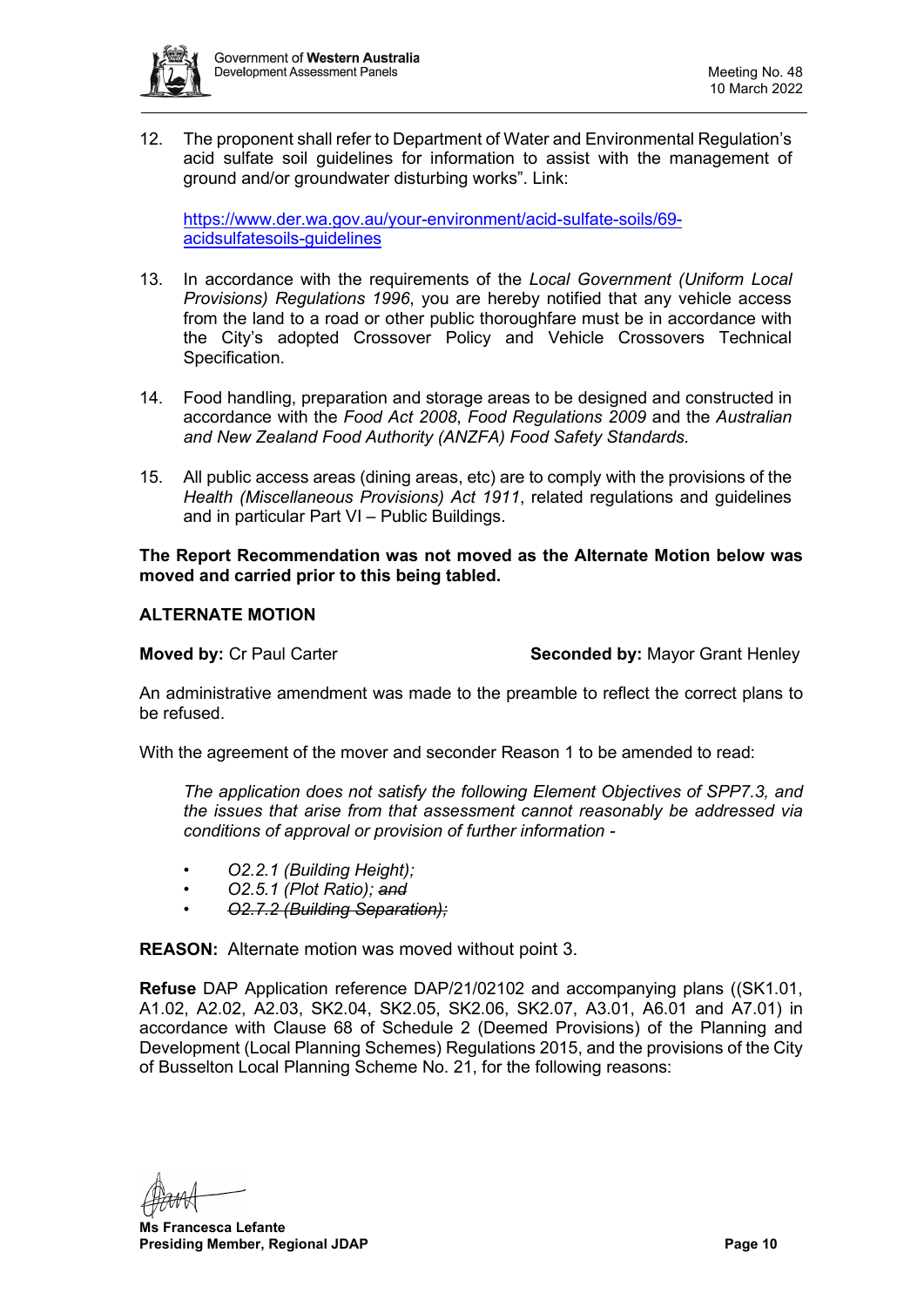12. The proponent shall refer to Department of Water and Environmental Regulation's acid sulfate soil guidelines for information to assist with the management of ground and/or groundwater disturbing works". Link:

    https://www.der.wa.gov.au/your-environment/acid-sulfate-soils/69-acidsulfatesoils-guidelines

13. In accordance with the requirements of the *Local Government (Uniform Local Provisions) Regulations 1996*, you are hereby notified that any vehicle access from the land to a road or other public thoroughfare must be in accordance with the City's adopted Crossover Policy and Vehicle Crossovers Technical Specification.

14. Food handling, preparation and storage areas to be designed and constructed in accordance with the *Food Act 2008*, *Food Regulations 2009* and the *Australian and New Zealand Food Authority (ANZFA) Food Safety Standards.*

15. All public access areas (dining areas, etc) are to comply with the provisions of the *Health (Miscellaneous Provisions) Act 1911*, related regulations and guidelines and in particular Part VI – Public Buildings.

**The Report Recommendation was not moved as the Alternate Motion below was moved and carried prior to this being tabled.**

**ALTERNATE MOTION**

**Moved by:** Cr Paul Carter **Seconded by:** Mayor Grant Henley

An administrative amendment was made to the preamble to reflect the correct plans to be refused.

With the agreement of the mover and seconder Reason 1 to be amended to read:

*The application does not satisfy the following Element Objectives of SPP7.3, and the issues that arise from that assessment cannot reasonably be addressed via conditions of approval or provision of further information -*

- *O2.2.1 (Building Height);*
- *O2.5.1 (Plot Ratio);* ~~*and*~~
- ~~*O2.7.2 (Building Separation);*~~

**REASON:** Alternate motion was moved without point 3.

**Refuse** DAP Application reference DAP/21/02102 and accompanying plans ((SK1.01, A1.02, A2.02, A2.03, SK2.04, SK2.05, SK2.06, SK2.07, A3.01, A6.01 and A7.01) in accordance with Clause 68 of Schedule 2 (Deemed Provisions) of the Planning and Development (Local Planning Schemes) Regulations 2015, and the provisions of the City of Busselton Local Planning Scheme No. 21, for the following reasons:

**Ms Francesca Lefante**
**Presiding Member, Regional JDAP**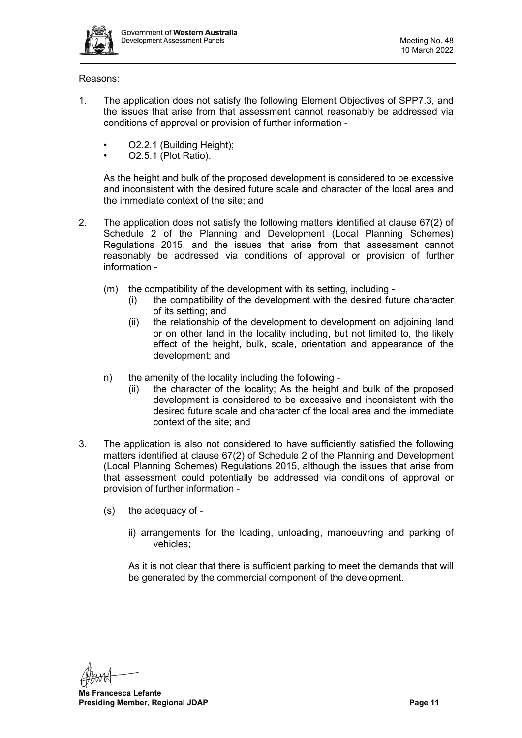Reasons:

1. The application does not satisfy the following Element Objectives of SPP7.3, and the issues that arise from that assessment cannot reasonably be addressed via conditions of approval or provision of further information -

   - O2.2.1 (Building Height);
   - O2.5.1 (Plot Ratio).

   As the height and bulk of the proposed development is considered to be excessive and inconsistent with the desired future scale and character of the local area and the immediate context of the site; and

2. The application does not satisfy the following matters identified at clause 67(2) of Schedule 2 of the Planning and Development (Local Planning Schemes) Regulations 2015, and the issues that arise from that assessment cannot reasonably be addressed via conditions of approval or provision of further information -

   (m) the compatibility of the development with its setting, including -
      (i) the compatibility of the development with the desired future character of its setting; and
      (ii) the relationship of the development to development on adjoining land or on other land in the locality including, but not limited to, the likely effect of the height, bulk, scale, orientation and appearance of the development; and

   n) the amenity of the locality including the following -
      (ii) the character of the locality; As the height and bulk of the proposed development is considered to be excessive and inconsistent with the desired future scale and character of the local area and the immediate context of the site; and

3. The application is also not considered to have sufficiently satisfied the following matters identified at clause 67(2) of Schedule 2 of the Planning and Development (Local Planning Schemes) Regulations 2015, although the issues that arise from that assessment could potentially be addressed via conditions of approval or provision of further information -

   (s) the adequacy of -

      ii) arrangements for the loading, unloading, manoeuvring and parking of vehicles;

   As it is not clear that there is sufficient parking to meet the demands that will be generated by the commercial component of the development.

**Ms Francesca Lefante**
**Presiding Member, Regional JDAP**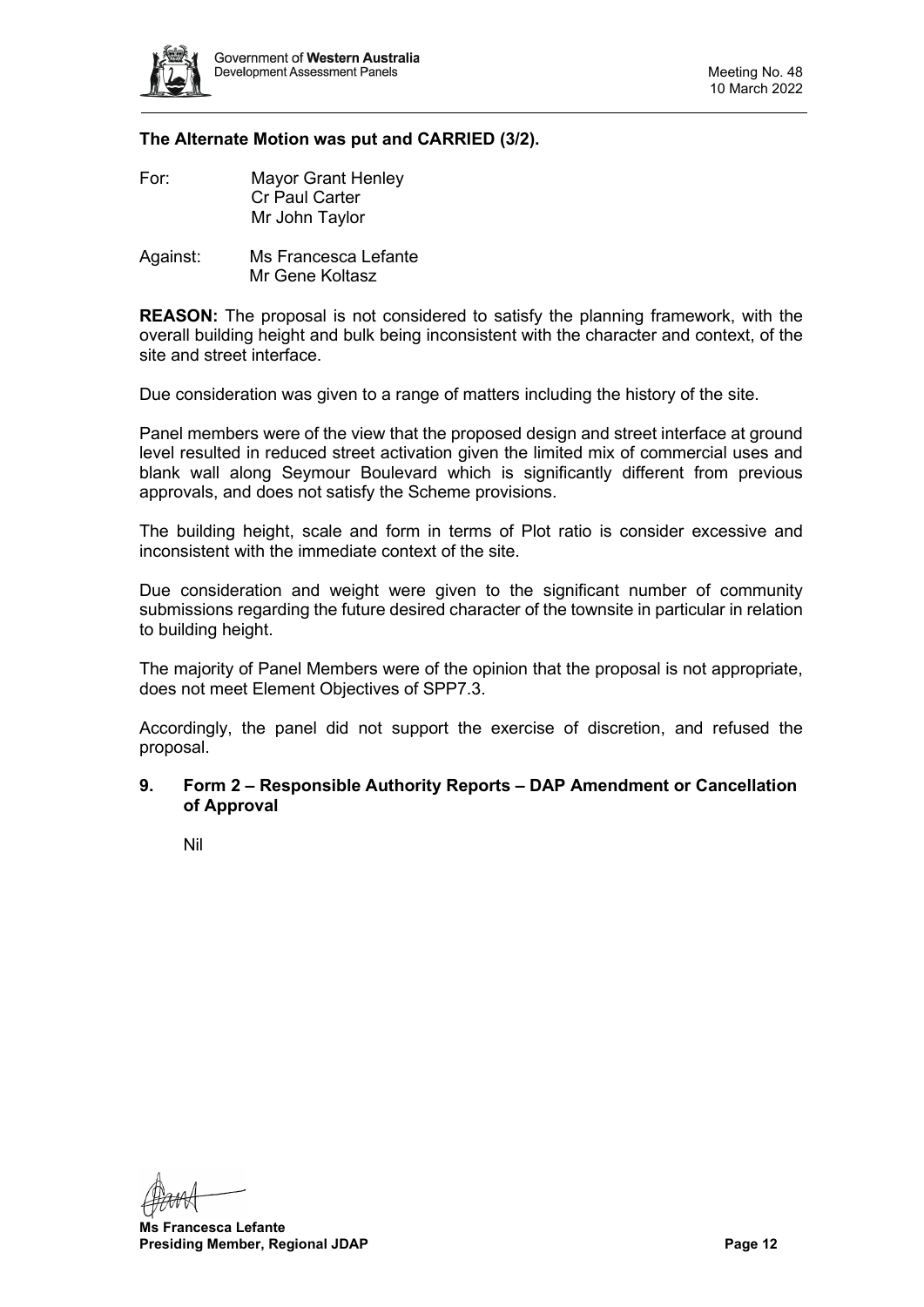**The Alternate Motion was put and CARRIED (3/2).**

For: Mayor Grant Henley
Cr Paul Carter
Mr John Taylor

Against: Ms Francesca Lefante
Mr Gene Koltasz

**REASON:** The proposal is not considered to satisfy the planning framework, with the overall building height and bulk being inconsistent with the character and context, of the site and street interface.

Due consideration was given to a range of matters including the history of the site.

Panel members were of the view that the proposed design and street interface at ground level resulted in reduced street activation given the limited mix of commercial uses and blank wall along Seymour Boulevard which is significantly different from previous approvals, and does not satisfy the Scheme provisions.

The building height, scale and form in terms of Plot ratio is consider excessive and inconsistent with the immediate context of the site.

Due consideration and weight were given to the significant number of community submissions regarding the future desired character of the townsite in particular in relation to building height.

The majority of Panel Members were of the opinion that the proposal is not appropriate, does not meet Element Objectives of SPP7.3.

Accordingly, the panel did not support the exercise of discretion, and refused the proposal.

## 9. Form 2 – Responsible Authority Reports – DAP Amendment or Cancellation of Approval

Nil

**Ms Francesca Lefante**
**Presiding Member, Regional JDAP**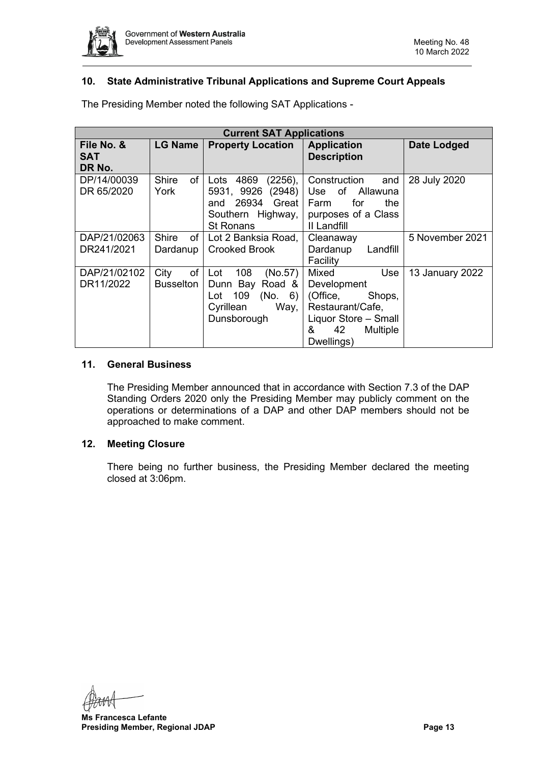## 10. State Administrative Tribunal Applications and Supreme Court Appeals

The Presiding Member noted the following SAT Applications -

| Current SAT Applications | | | | |
|---|---|---|---|---|
| **File No. & SAT DR No.** | **LG Name** | **Property Location** | **Application Description** | **Date Lodged** |
| DP/14/00039 DR 65/2020 | Shire of York | Lots 4869 (2256), 5931, 9926 (2948) and 26934 Great Southern Highway, St Ronans | Construction and Use of Allawuna Farm for the purposes of a Class II Landfill | 28 July 2020 |
| DAP/21/02063 DR241/2021 | Shire of Dardanup | Lot 2 Banksia Road, Crooked Brook | Cleanaway Dardanup Landfill Facility | 5 November 2021 |
| DAP/21/02102 DR11/2022 | City of Busselton | Lot 108 (No.57) Dunn Bay Road & Lot 109 (No. 6) Cyrillean Way, Dunsborough | Mixed Use Development (Office, Shops, Restaurant/Cafe, Liquor Store – Small & 42 Multiple Dwellings) | 13 January 2022 |

## 11. General Business

The Presiding Member announced that in accordance with Section 7.3 of the DAP Standing Orders 2020 only the Presiding Member may publicly comment on the operations or determinations of a DAP and other DAP members should not be approached to make comment.

## 12. Meeting Closure

There being no further business, the Presiding Member declared the meeting closed at 3:06pm.

**Ms Francesca Lefante**
**Presiding Member, Regional JDAP**